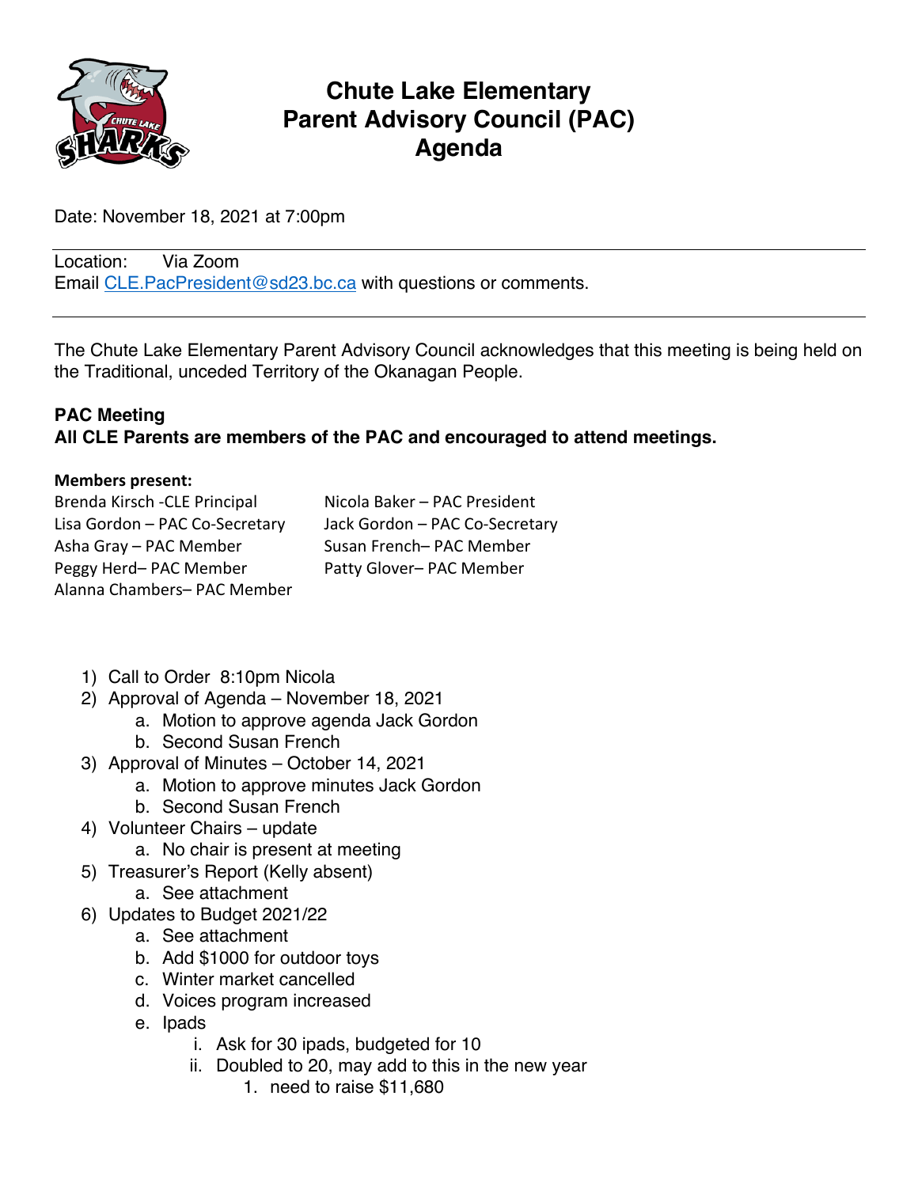# Chute Lake Elementary Parent Advisory Council (PAC) Agenda

Date: November 18, 2021 at 7:00pm

---

Location: Via Zoom
Email CLE.PacPresident@sd23.bc.ca with questions or comments.

---

The Chute Lake Elementary Parent Advisory Council acknowledges that this meeting is being held on the Traditional, unceded Territory of the Okanagan People.

**PAC Meeting**
**All CLE Parents are members of the PAC and encouraged to attend meetings.**

**Members present:**

Brenda Kirsch -CLE Principal
Nicola Baker – PAC President
Lisa Gordon – PAC Co-Secretary
Jack Gordon – PAC Co-Secretary
Asha Gray – PAC Member
Susan French– PAC Member
Peggy Herd– PAC Member
Patty Glover– PAC Member
Alanna Chambers– PAC Member

1) Call to Order 8:10pm Nicola
2) Approval of Agenda – November 18, 2021
    a. Motion to approve agenda Jack Gordon
    b. Second Susan French
3) Approval of Minutes – October 14, 2021
    a. Motion to approve minutes Jack Gordon
    b. Second Susan French
4) Volunteer Chairs – update
    a. No chair is present at meeting
5) Treasurer's Report (Kelly absent)
    a. See attachment
6) Updates to Budget 2021/22
    a. See attachment
    b. Add $1000 for outdoor toys
    c. Winter market cancelled
    d. Voices program increased
    e. Ipads
        i. Ask for 30 ipads, budgeted for 10
        ii. Doubled to 20, may add to this in the new year
            1. need to raise $11,680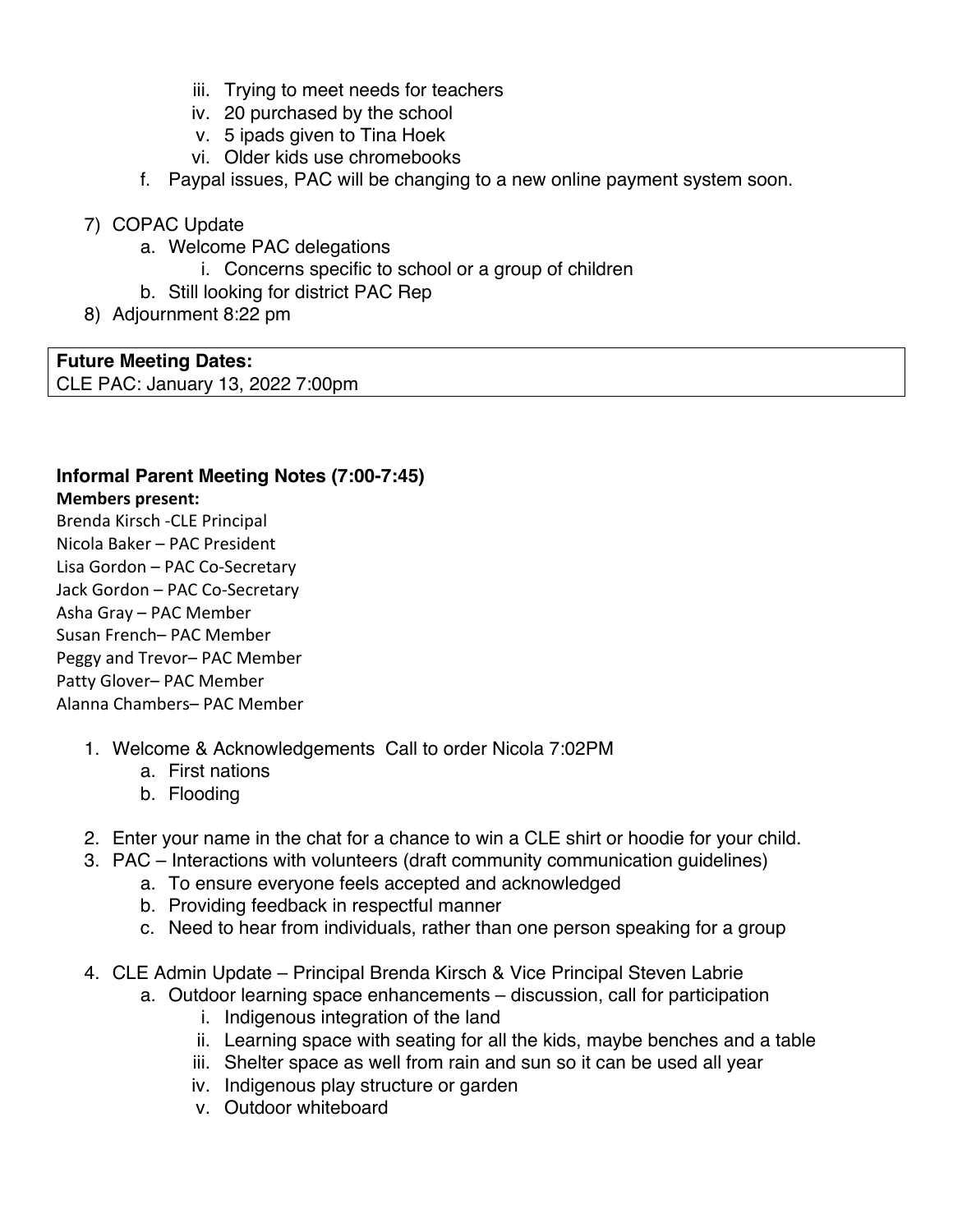iii. Trying to meet needs for teachers
   iv. 20 purchased by the school
   v. 5 ipads given to Tina Hoek
   vi. Older kids use chromebooks

f. Paypal issues, PAC will be changing to a new online payment system soon.

7) COPAC Update
   a. Welcome PAC delegations
      i. Concerns specific to school or a group of children
   b. Still looking for district PAC Rep
8) Adjournment 8:22 pm

| **Future Meeting Dates:** |
|---|
| CLE PAC: January 13, 2022 7:00pm |

### Informal Parent Meeting Notes (7:00-7:45)

**Members present:**

Brenda Kirsch -CLE Principal
Nicola Baker – PAC President
Lisa Gordon – PAC Co-Secretary
Jack Gordon – PAC Co-Secretary
Asha Gray – PAC Member
Susan French– PAC Member
Peggy and Trevor– PAC Member
Patty Glover– PAC Member
Alanna Chambers– PAC Member

1. Welcome & Acknowledgements Call to order Nicola 7:02PM
   a. First nations
   b. Flooding
2. Enter your name in the chat for a chance to win a CLE shirt or hoodie for your child.
3. PAC – Interactions with volunteers (draft community communication guidelines)
   a. To ensure everyone feels accepted and acknowledged
   b. Providing feedback in respectful manner
   c. Need to hear from individuals, rather than one person speaking for a group
4. CLE Admin Update – Principal Brenda Kirsch & Vice Principal Steven Labrie
   a. Outdoor learning space enhancements – discussion, call for participation
      i. Indigenous integration of the land
      ii. Learning space with seating for all the kids, maybe benches and a table
      iii. Shelter space as well from rain and sun so it can be used all year
      iv. Indigenous play structure or garden
      v. Outdoor whiteboard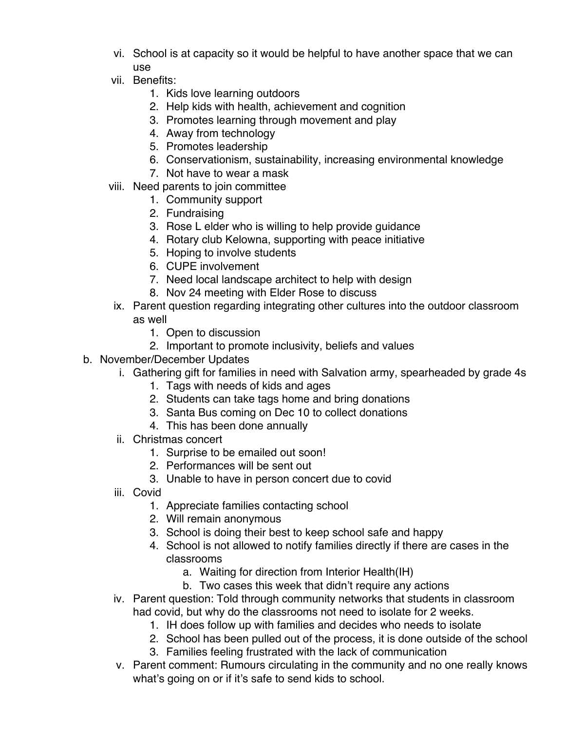vi. School is at capacity so it would be helpful to have another space that we can use
   vii. Benefits:
      1. Kids love learning outdoors
      2. Help kids with health, achievement and cognition
      3. Promotes learning through movement and play
      4. Away from technology
      5. Promotes leadership
      6. Conservationism, sustainability, increasing environmental knowledge
      7. Not have to wear a mask
   viii. Need parents to join committee
      1. Community support
      2. Fundraising
      3. Rose L elder who is willing to help provide guidance
      4. Rotary club Kelowna, supporting with peace initiative
      5. Hoping to involve students
      6. CUPE involvement
      7. Need local landscape architect to help with design
      8. Nov 24 meeting with Elder Rose to discuss
   ix. Parent question regarding integrating other cultures into the outdoor classroom as well
      1. Open to discussion
      2. Important to promote inclusivity, beliefs and values

b. November/December Updates
   i. Gathering gift for families in need with Salvation army, spearheaded by grade 4s
      1. Tags with needs of kids and ages
      2. Students can take tags home and bring donations
      3. Santa Bus coming on Dec 10 to collect donations
      4. This has been done annually
   ii. Christmas concert
      1. Surprise to be emailed out soon!
      2. Performances will be sent out
      3. Unable to have in person concert due to covid
   iii. Covid
      1. Appreciate families contacting school
      2. Will remain anonymous
      3. School is doing their best to keep school safe and happy
      4. School is not allowed to notify families directly if there are cases in the classrooms
         a. Waiting for direction from Interior Health(IH)
         b. Two cases this week that didn't require any actions
   iv. Parent question: Told through community networks that students in classroom had covid, but why do the classrooms not need to isolate for 2 weeks.
      1. IH does follow up with families and decides who needs to isolate
      2. School has been pulled out of the process, it is done outside of the school
      3. Families feeling frustrated with the lack of communication
   v. Parent comment: Rumours circulating in the community and no one really knows what's going on or if it's safe to send kids to school.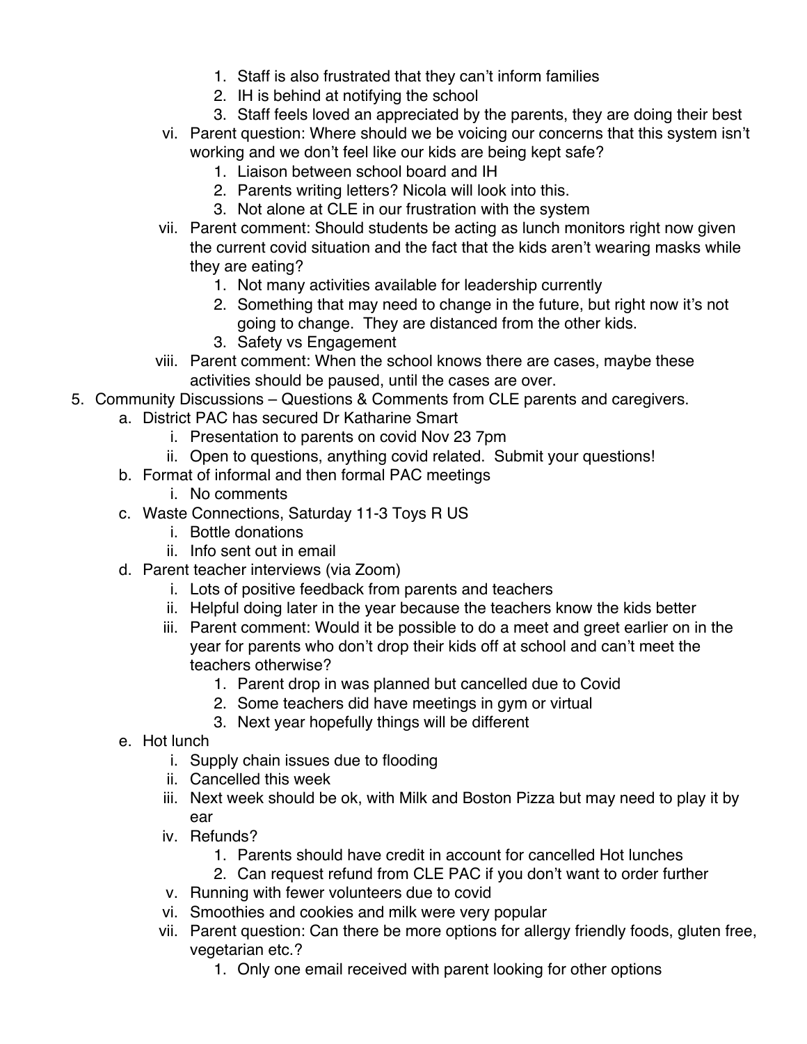1. Staff is also frustrated that they can't inform families
            2. IH is behind at notifying the school
            3. Staff feels loved an appreciated by the parents, they are doing their best
      vi. Parent question: Where should we be voicing our concerns that this system isn't working and we don't feel like our kids are being kept safe?
            1. Liaison between school board and IH
            2. Parents writing letters? Nicola will look into this.
            3. Not alone at CLE in our frustration with the system
      vii. Parent comment: Should students be acting as lunch monitors right now given the current covid situation and the fact that the kids aren't wearing masks while they are eating?
            1. Not many activities available for leadership currently
            2. Something that may need to change in the future, but right now it's not going to change. They are distanced from the other kids.
            3. Safety vs Engagement
      viii. Parent comment: When the school knows there are cases, maybe these activities should be paused, until the cases are over.

5. Community Discussions – Questions & Comments from CLE parents and caregivers.
   a. District PAC has secured Dr Katharine Smart
      i. Presentation to parents on covid Nov 23 7pm
      ii. Open to questions, anything covid related. Submit your questions!
   b. Format of informal and then formal PAC meetings
      i. No comments
   c. Waste Connections, Saturday 11-3 Toys R US
      i. Bottle donations
      ii. Info sent out in email
   d. Parent teacher interviews (via Zoom)
      i. Lots of positive feedback from parents and teachers
      ii. Helpful doing later in the year because the teachers know the kids better
      iii. Parent comment: Would it be possible to do a meet and greet earlier on in the year for parents who don't drop their kids off at school and can't meet the teachers otherwise?
            1. Parent drop in was planned but cancelled due to Covid
            2. Some teachers did have meetings in gym or virtual
            3. Next year hopefully things will be different
   e. Hot lunch
      i. Supply chain issues due to flooding
      ii. Cancelled this week
      iii. Next week should be ok, with Milk and Boston Pizza but may need to play it by ear
      iv. Refunds?
            1. Parents should have credit in account for cancelled Hot lunches
            2. Can request refund from CLE PAC if you don't want to order further
      v. Running with fewer volunteers due to covid
      vi. Smoothies and cookies and milk were very popular
      vii. Parent question: Can there be more options for allergy friendly foods, gluten free, vegetarian etc.?
            1. Only one email received with parent looking for other options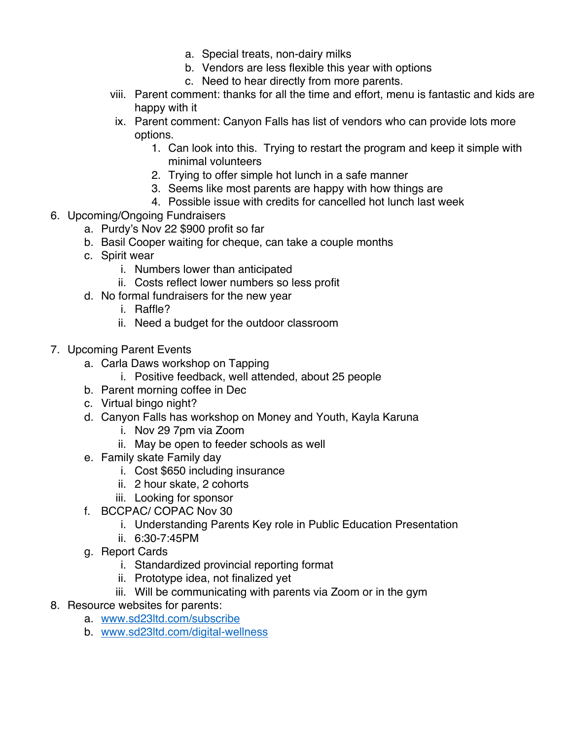a. Special treats, non-dairy milks
      b. Vendors are less flexible this year with options
      c. Need to hear directly from more parents.

   viii. Parent comment: thanks for all the time and effort, menu is fantastic and kids are happy with it

   ix. Parent comment: Canyon Falls has list of vendors who can provide lots more options.

      1. Can look into this. Trying to restart the program and keep it simple with minimal volunteers
      2. Trying to offer simple hot lunch in a safe manner
      3. Seems like most parents are happy with how things are
      4. Possible issue with credits for cancelled hot lunch last week

6. Upcoming/Ongoing Fundraisers
   a. Purdy's Nov 22 $900 profit so far
   b. Basil Cooper waiting for cheque, can take a couple months
   c. Spirit wear
      i. Numbers lower than anticipated
      ii. Costs reflect lower numbers so less profit
   d. No formal fundraisers for the new year
      i. Raffle?
      ii. Need a budget for the outdoor classroom

7. Upcoming Parent Events
   a. Carla Daws workshop on Tapping
      i. Positive feedback, well attended, about 25 people
   b. Parent morning coffee in Dec
   c. Virtual bingo night?
   d. Canyon Falls has workshop on Money and Youth, Kayla Karuna
      i. Nov 29 7pm via Zoom
      ii. May be open to feeder schools as well
   e. Family skate Family day
      i. Cost $650 including insurance
      ii. 2 hour skate, 2 cohorts
      iii. Looking for sponsor
   f. BCCPAC/ COPAC Nov 30
      i. Understanding Parents Key role in Public Education Presentation
      ii. 6:30-7:45PM
   g. Report Cards
      i. Standardized provincial reporting format
      ii. Prototype idea, not finalized yet
      iii. Will be communicating with parents via Zoom or in the gym

8. Resource websites for parents:
   a. [www.sd23ltd.com/subscribe](http://www.sd23ltd.com/subscribe)
   b. [www.sd23ltd.com/digital-wellness](http://www.sd23ltd.com/digital-wellness)